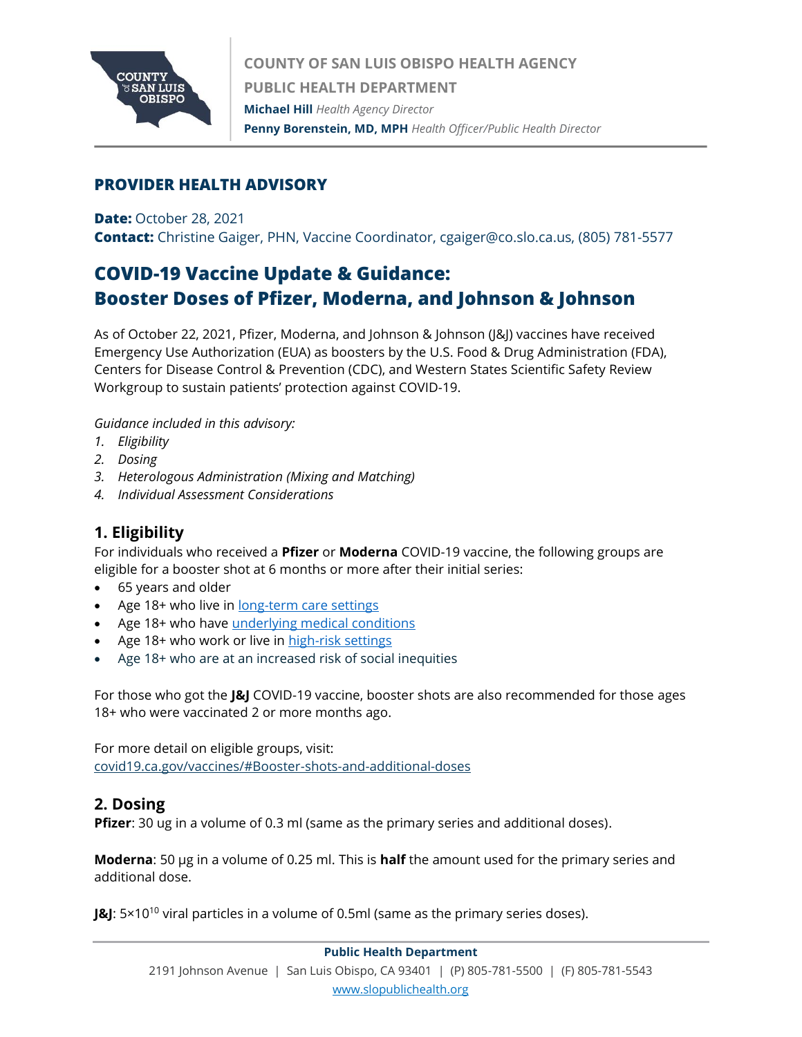COUNTY OF SAN LUIS OBISPO HEALTH AGENCY
PUBLIC HEALTH DEPARTMENT
**Michael Hill** *Health Agency Director*
**Penny Borenstein, MD, MPH** *Health Officer/Public Health Director*

## PROVIDER HEALTH ADVISORY

**Date:** October 28, 2021
**Contact:** Christine Gaiger, PHN, Vaccine Coordinator, cgaiger@co.slo.ca.us, (805) 781-5577

# COVID-19 Vaccine Update & Guidance: Booster Doses of Pfizer, Moderna, and Johnson & Johnson

As of October 22, 2021, Pfizer, Moderna, and Johnson & Johnson (J&J) vaccines have received Emergency Use Authorization (EUA) as boosters by the U.S. Food & Drug Administration (FDA), Centers for Disease Control & Prevention (CDC), and Western States Scientific Safety Review Workgroup to sustain patients' protection against COVID-19.

*Guidance included in this advisory:*

1. *Eligibility*
2. *Dosing*
3. *Heterologous Administration (Mixing and Matching)*
4. *Individual Assessment Considerations*

## 1. Eligibility

For individuals who received a **Pfizer** or **Moderna** COVID-19 vaccine, the following groups are eligible for a booster shot at 6 months or more after their initial series:

- 65 years and older
- Age 18+ who live in long-term care settings
- Age 18+ who have underlying medical conditions
- Age 18+ who work or live in high-risk settings
- Age 18+ who are at an increased risk of social inequities

For those who got the **J&J** COVID-19 vaccine, booster shots are also recommended for those ages 18+ who were vaccinated 2 or more months ago.

For more detail on eligible groups, visit:
covid19.ca.gov/vaccines/#Booster-shots-and-additional-doses

## 2. Dosing

**Pfizer**: 30 ug in a volume of 0.3 ml (same as the primary series and additional doses).

**Moderna**: 50 μg in a volume of 0.25 ml. This is **half** the amount used for the primary series and additional dose.

**J&J**: $5 \times 10^{10}$ viral particles in a volume of 0.5ml (same as the primary series doses).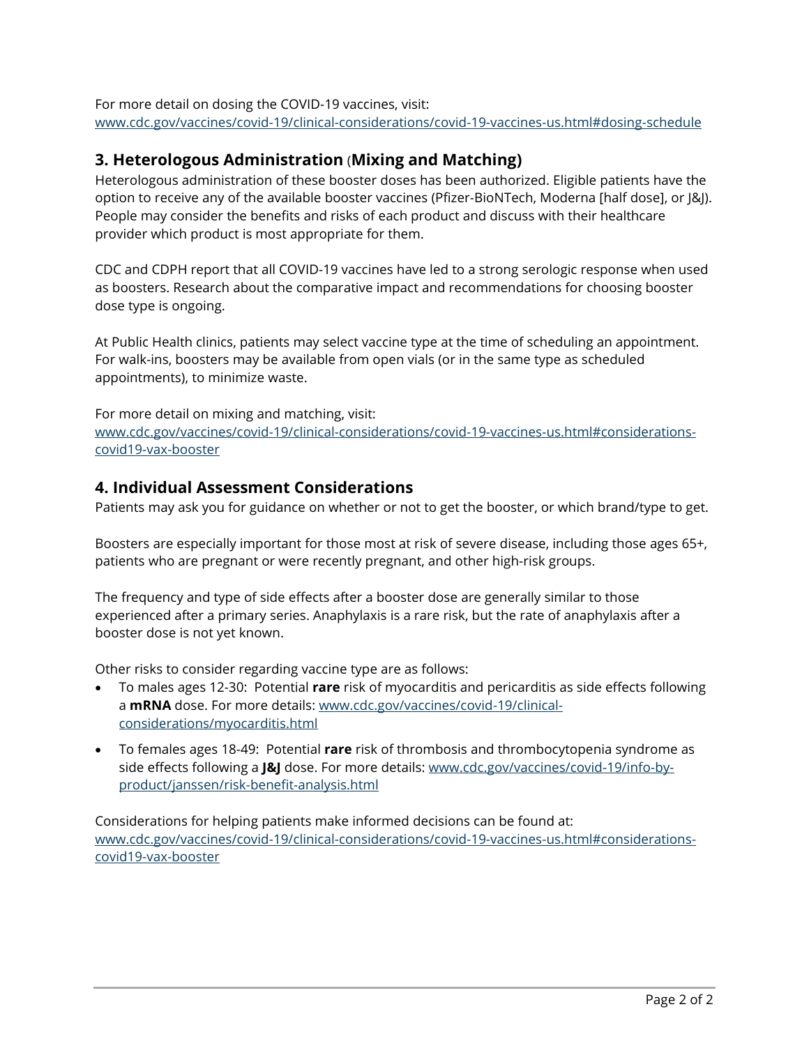For more detail on dosing the COVID-19 vaccines, visit:
[www.cdc.gov/vaccines/covid-19/clinical-considerations/covid-19-vaccines-us.html#dosing-schedule](www.cdc.gov/vaccines/covid-19/clinical-considerations/covid-19-vaccines-us.html#dosing-schedule)

## 3. Heterologous Administration (Mixing and Matching)

Heterologous administration of these booster doses has been authorized. Eligible patients have the option to receive any of the available booster vaccines (Pfizer-BioNTech, Moderna [half dose], or J&J). People may consider the benefits and risks of each product and discuss with their healthcare provider which product is most appropriate for them.

CDC and CDPH report that all COVID-19 vaccines have led to a strong serologic response when used as boosters. Research about the comparative impact and recommendations for choosing booster dose type is ongoing.

At Public Health clinics, patients may select vaccine type at the time of scheduling an appointment. For walk-ins, boosters may be available from open vials (or in the same type as scheduled appointments), to minimize waste.

For more detail on mixing and matching, visit:
[www.cdc.gov/vaccines/covid-19/clinical-considerations/covid-19-vaccines-us.html#considerations-covid19-vax-booster](www.cdc.gov/vaccines/covid-19/clinical-considerations/covid-19-vaccines-us.html#considerations-covid19-vax-booster)

## 4. Individual Assessment Considerations

Patients may ask you for guidance on whether or not to get the booster, or which brand/type to get.

Boosters are especially important for those most at risk of severe disease, including those ages 65+, patients who are pregnant or were recently pregnant, and other high-risk groups.

The frequency and type of side effects after a booster dose are generally similar to those experienced after a primary series. Anaphylaxis is a rare risk, but the rate of anaphylaxis after a booster dose is not yet known.

Other risks to consider regarding vaccine type are as follows:

- To males ages 12-30: Potential **rare** risk of myocarditis and pericarditis as side effects following a **mRNA** dose. For more details: [www.cdc.gov/vaccines/covid-19/clinical-considerations/myocarditis.html](www.cdc.gov/vaccines/covid-19/clinical-considerations/myocarditis.html)
- To females ages 18-49: Potential **rare** risk of thrombosis and thrombocytopenia syndrome as side effects following a **J&J** dose. For more details: [www.cdc.gov/vaccines/covid-19/info-by-product/janssen/risk-benefit-analysis.html](www.cdc.gov/vaccines/covid-19/info-by-product/janssen/risk-benefit-analysis.html)

Considerations for helping patients make informed decisions can be found at:
[www.cdc.gov/vaccines/covid-19/clinical-considerations/covid-19-vaccines-us.html#considerations-covid19-vax-booster](www.cdc.gov/vaccines/covid-19/clinical-considerations/covid-19-vaccines-us.html#considerations-covid19-vax-booster)